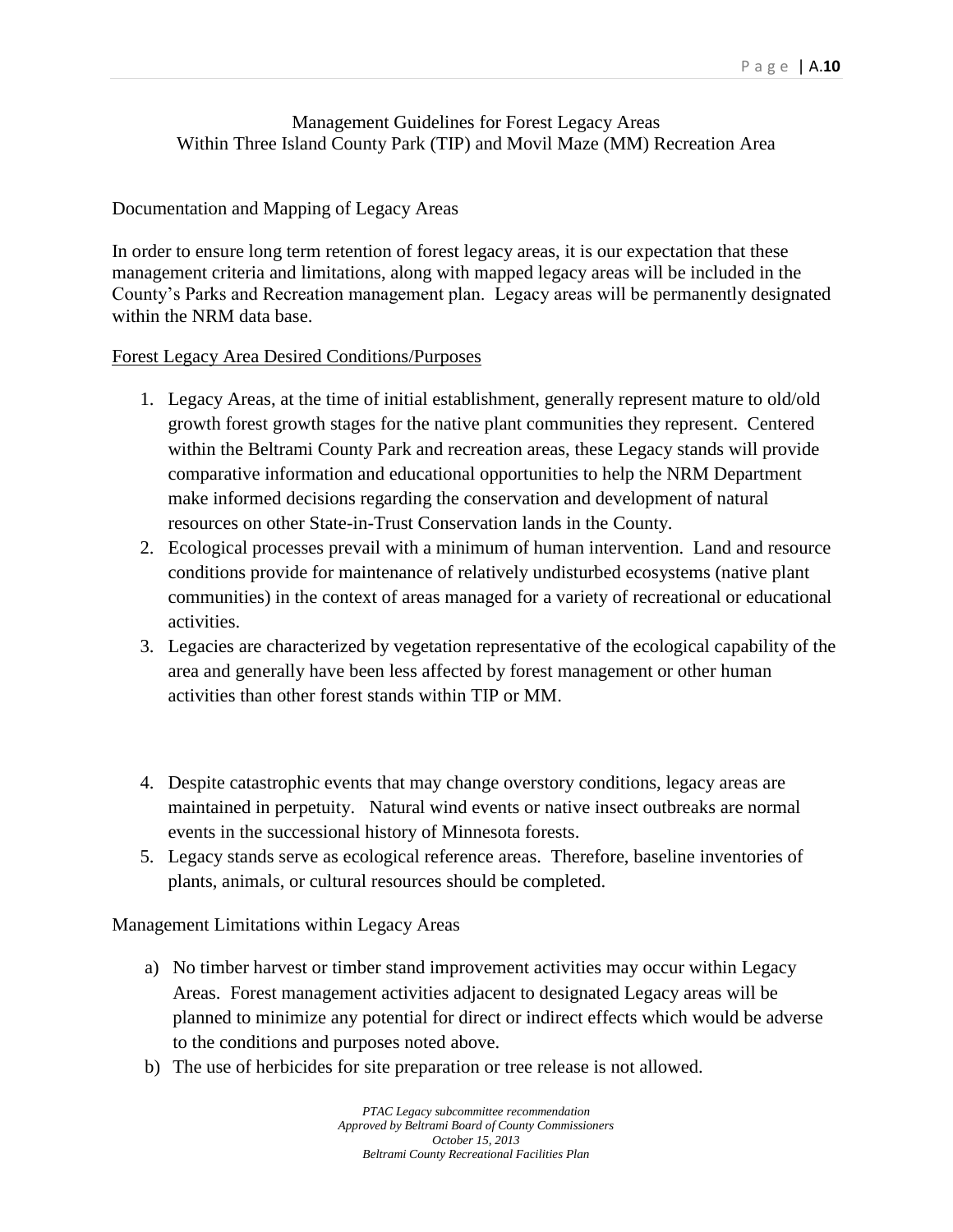# Management Guidelines for Forest Legacy Areas
# Within Three Island County Park (TIP) and Movil Maze (MM) Recreation Area

## Documentation and Mapping of Legacy Areas

In order to ensure long term retention of forest legacy areas, it is our expectation that these management criteria and limitations, along with mapped legacy areas will be included in the County's Parks and Recreation management plan. Legacy areas will be permanently designated within the NRM data base.

## Forest Legacy Area Desired Conditions/Purposes

1. Legacy Areas, at the time of initial establishment, generally represent mature to old/old growth forest growth stages for the native plant communities they represent. Centered within the Beltrami County Park and recreation areas, these Legacy stands will provide comparative information and educational opportunities to help the NRM Department make informed decisions regarding the conservation and development of natural resources on other State-in-Trust Conservation lands in the County.
2. Ecological processes prevail with a minimum of human intervention. Land and resource conditions provide for maintenance of relatively undisturbed ecosystems (native plant communities) in the context of areas managed for a variety of recreational or educational activities.
3. Legacies are characterized by vegetation representative of the ecological capability of the area and generally have been less affected by forest management or other human activities than other forest stands within TIP or MM.
4. Despite catastrophic events that may change overstory conditions, legacy areas are maintained in perpetuity. Natural wind events or native insect outbreaks are normal events in the successional history of Minnesota forests.
5. Legacy stands serve as ecological reference areas. Therefore, baseline inventories of plants, animals, or cultural resources should be completed.

## Management Limitations within Legacy Areas

a) No timber harvest or timber stand improvement activities may occur within Legacy Areas. Forest management activities adjacent to designated Legacy areas will be planned to minimize any potential for direct or indirect effects which would be adverse to the conditions and purposes noted above.

b) The use of herbicides for site preparation or tree release is not allowed.

*PTAC Legacy subcommittee recommendation*
*Approved by Beltrami Board of County Commissioners*
*October 15, 2013*
*Beltrami County Recreational Facilities Plan*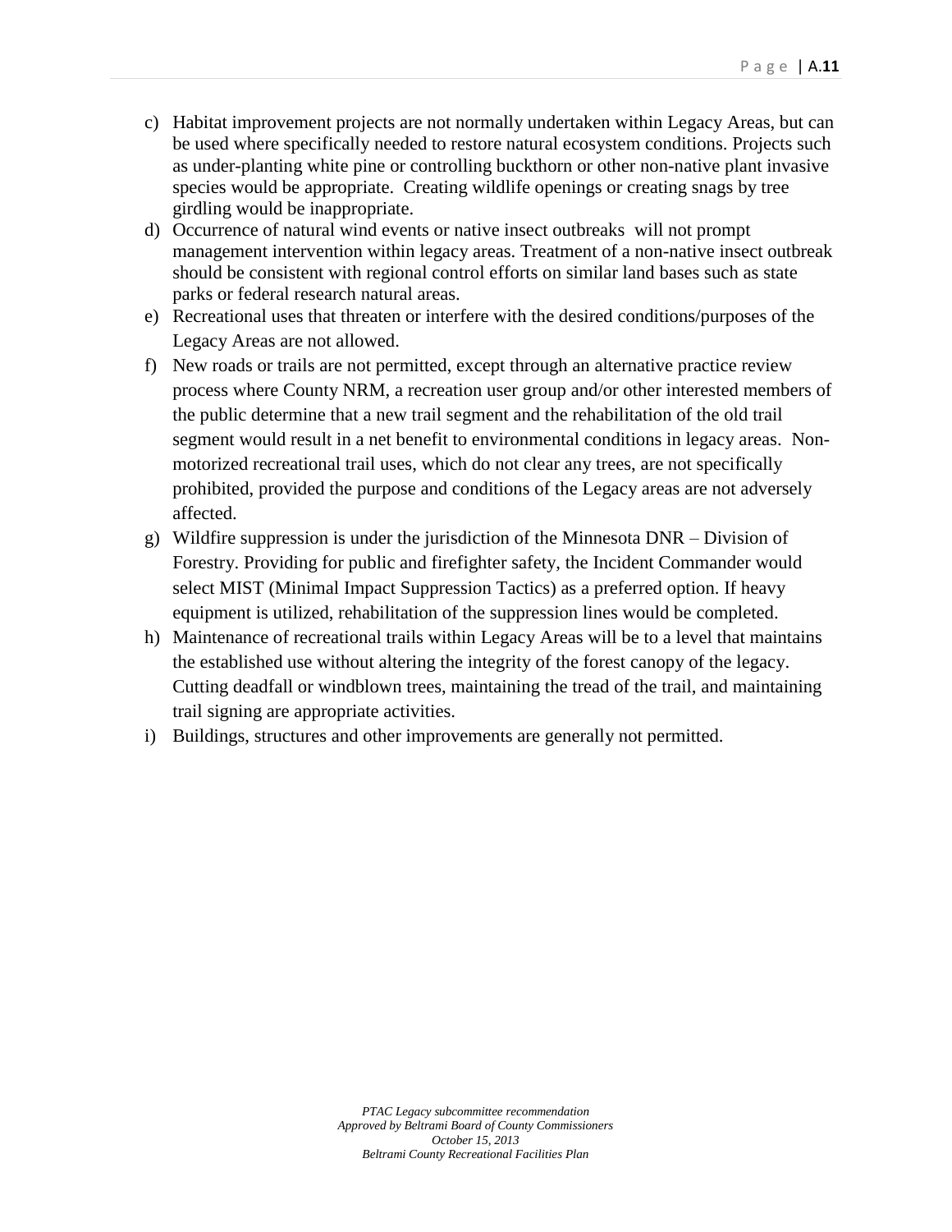c) Habitat improvement projects are not normally undertaken within Legacy Areas, but can be used where specifically needed to restore natural ecosystem conditions. Projects such as under-planting white pine or controlling buckthorn or other non-native plant invasive species would be appropriate. Creating wildlife openings or creating snags by tree girdling would be inappropriate.

d) Occurrence of natural wind events or native insect outbreaks will not prompt management intervention within legacy areas. Treatment of a non-native insect outbreak should be consistent with regional control efforts on similar land bases such as state parks or federal research natural areas.

e) Recreational uses that threaten or interfere with the desired conditions/purposes of the Legacy Areas are not allowed.

f) New roads or trails are not permitted, except through an alternative practice review process where County NRM, a recreation user group and/or other interested members of the public determine that a new trail segment and the rehabilitation of the old trail segment would result in a net benefit to environmental conditions in legacy areas. Non-motorized recreational trail uses, which do not clear any trees, are not specifically prohibited, provided the purpose and conditions of the Legacy areas are not adversely affected.

g) Wildfire suppression is under the jurisdiction of the Minnesota DNR – Division of Forestry. Providing for public and firefighter safety, the Incident Commander would select MIST (Minimal Impact Suppression Tactics) as a preferred option. If heavy equipment is utilized, rehabilitation of the suppression lines would be completed.

h) Maintenance of recreational trails within Legacy Areas will be to a level that maintains the established use without altering the integrity of the forest canopy of the legacy. Cutting deadfall or windblown trees, maintaining the tread of the trail, and maintaining trail signing are appropriate activities.

i) Buildings, structures and other improvements are generally not permitted.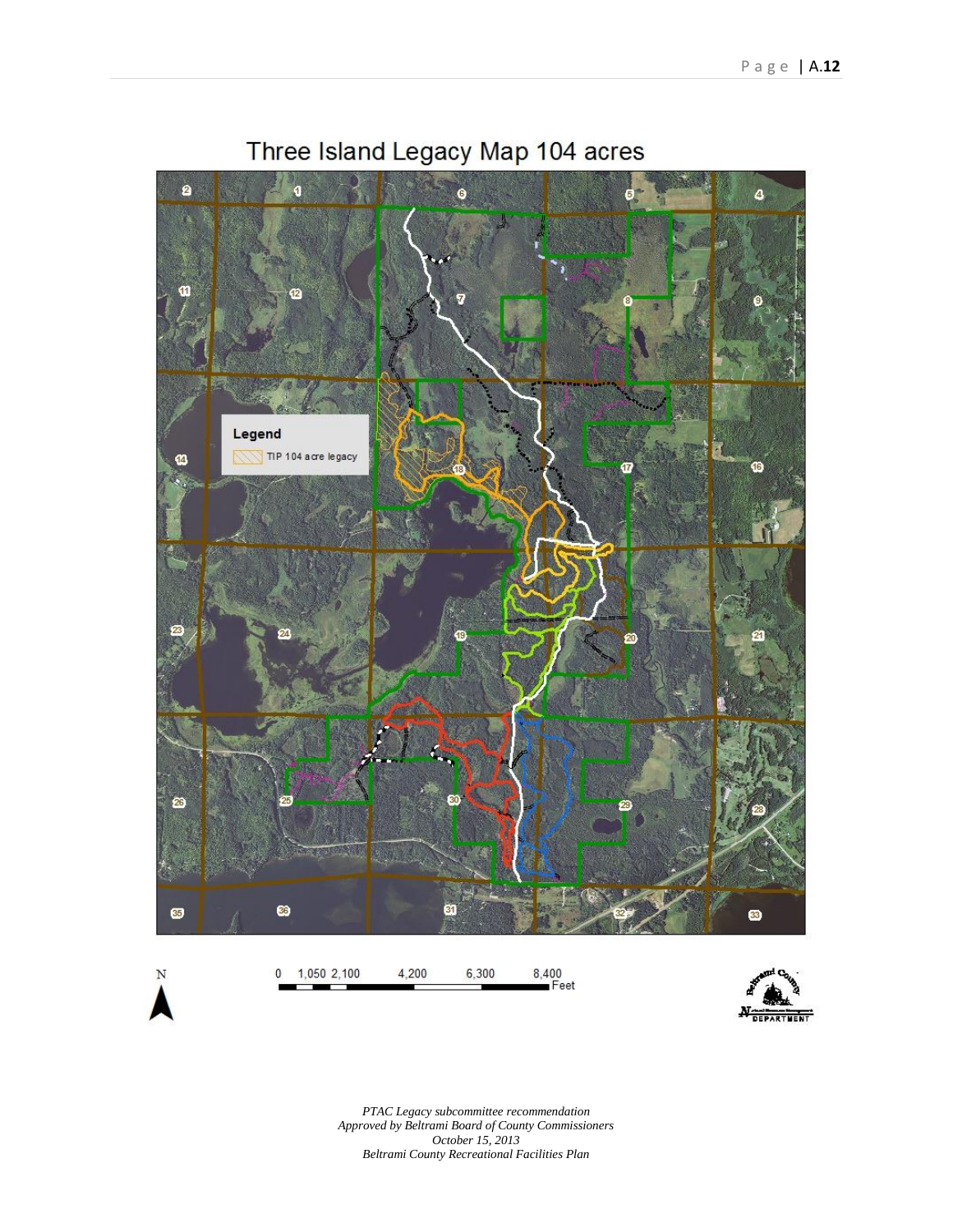# Three Island Legacy Map 104 acres

Legend

TIP 104 acre legacy

0 1,050 2,100 4,200 6,300 8,400 Feet

*PTAC Legacy subcommittee recommendation*
*Approved by Beltrami Board of County Commissioners*
*October 15, 2013*
*Beltrami County Recreational Facilities Plan*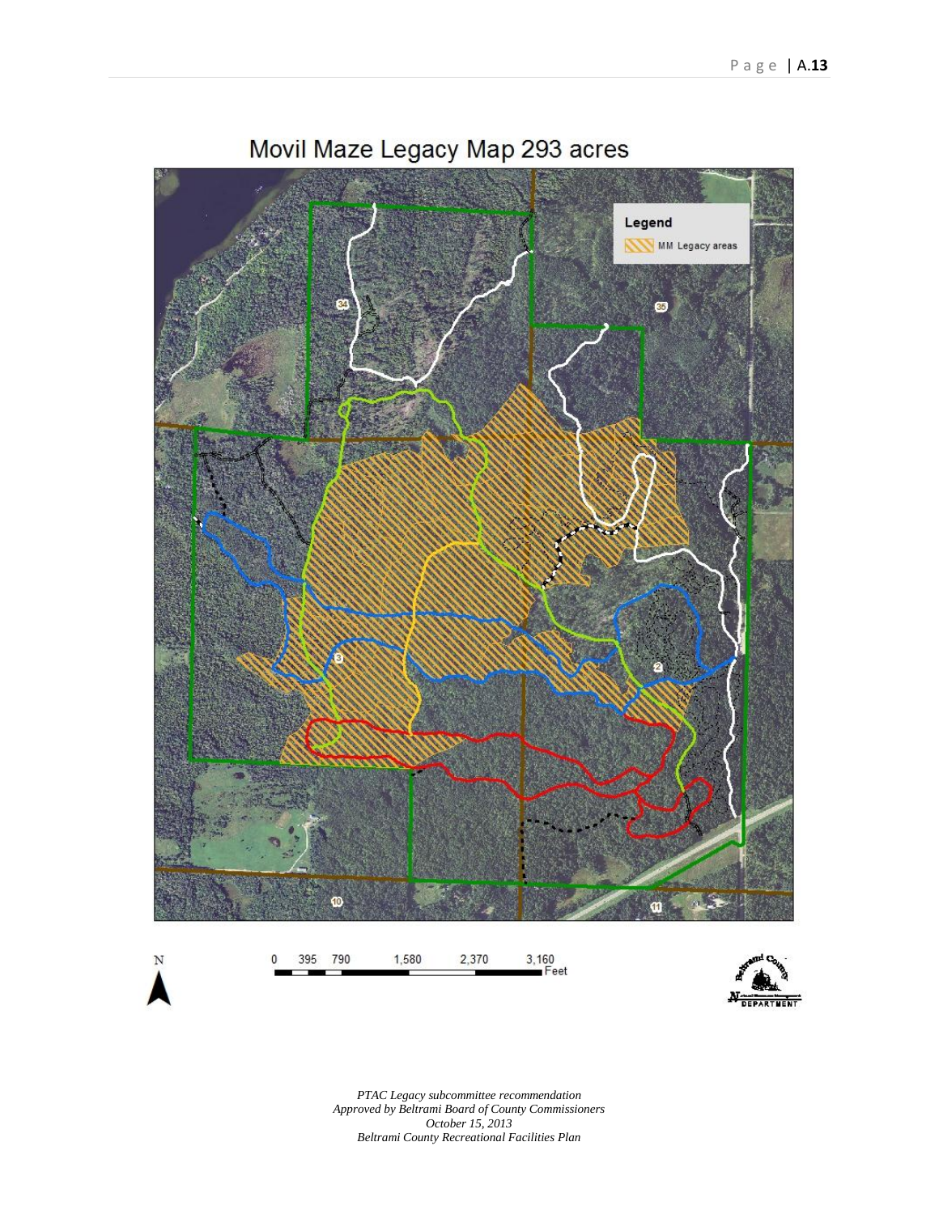# Movil Maze Legacy Map 293 acres

Legend

MM Legacy areas

34

35

3

2

10

11

N

0 395 790 1,580 2,370 3,160
Feet

*PTAC Legacy subcommittee recommendation*
*Approved by Beltrami Board of County Commissioners*
*October 15, 2013*
*Beltrami County Recreational Facilities Plan*